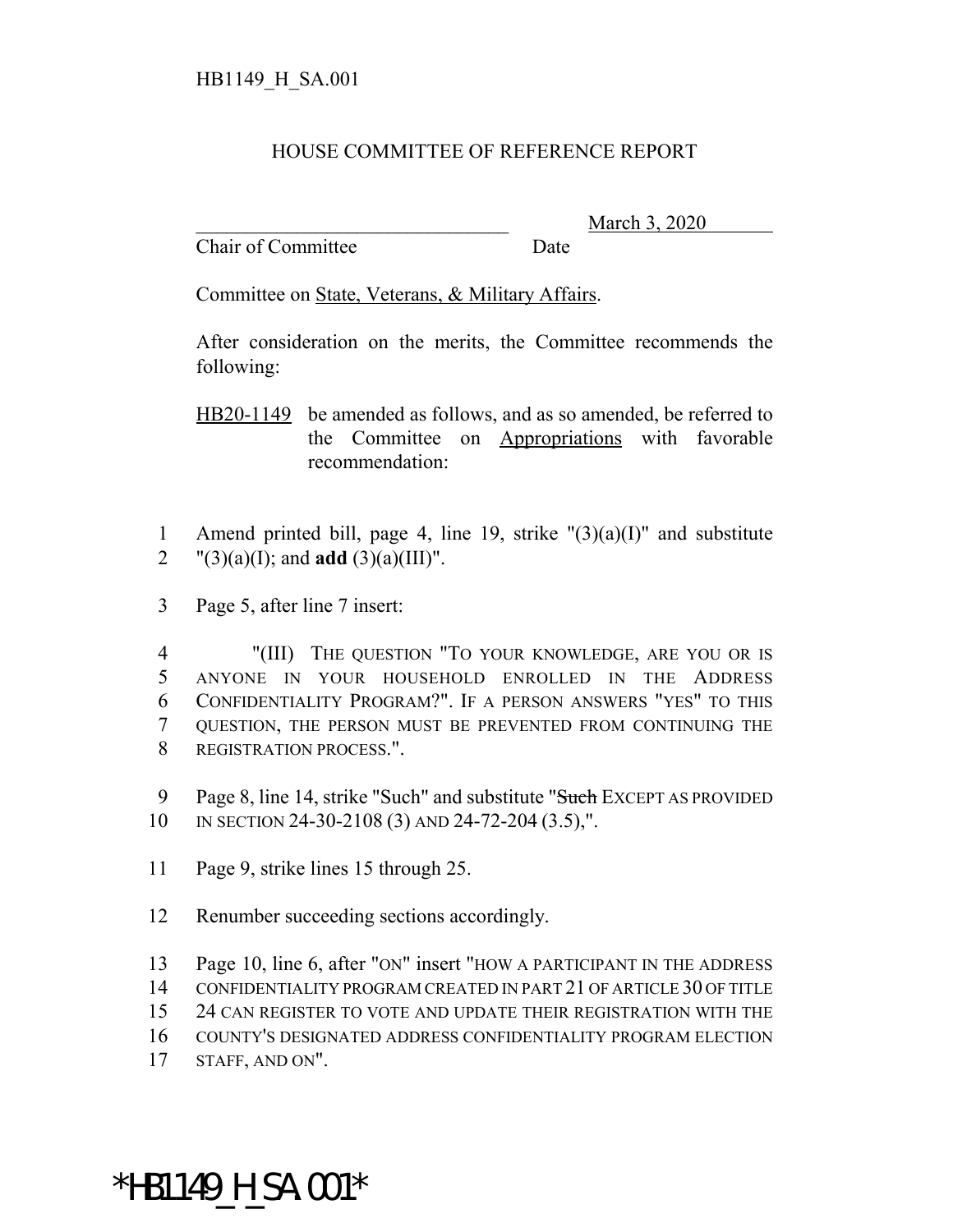HB1149_H_SA.001

# HOUSE COMMITTEE OF REFERENCE REPORT

_______________________________ March 3, 2020

Chair of Committee Date

Committee on State, Veterans, & Military Affairs.

After consideration on the merits, the Committee recommends the following:

HB20-1149 be amended as follows, and as so amended, be referred to the Committee on Appropriations with favorable recommendation:

1 Amend printed bill, page 4, line 19, strike "(3)(a)(I)" and substitute
2 "(3)(a)(I); and **add** (3)(a)(III)".

3 Page 5, after line 7 insert:

4 "(III) THE QUESTION "TO YOUR KNOWLEDGE, ARE YOU OR IS
5 ANYONE IN YOUR HOUSEHOLD ENROLLED IN THE ADDRESS
6 CONFIDENTIALITY PROGRAM?". IF A PERSON ANSWERS "YES" TO THIS
7 QUESTION, THE PERSON MUST BE PREVENTED FROM CONTINUING THE
8 REGISTRATION PROCESS.".

9 Page 8, line 14, strike "Such" and substitute "~~Such~~ EXCEPT AS PROVIDED
10 IN SECTION 24-30-2108 (3) AND 24-72-204 (3.5),".

11 Page 9, strike lines 15 through 25.

12 Renumber succeeding sections accordingly.

13 Page 10, line 6, after "ON" insert "HOW A PARTICIPANT IN THE ADDRESS
14 CONFIDENTIALITY PROGRAM CREATED IN PART 21 OF ARTICLE 30 OF TITLE
15 24 CAN REGISTER TO VOTE AND UPDATE THEIR REGISTRATION WITH THE
16 COUNTY'S DESIGNATED ADDRESS CONFIDENTIALITY PROGRAM ELECTION
17 STAFF, AND ON".

*HB1149_H_SA.001*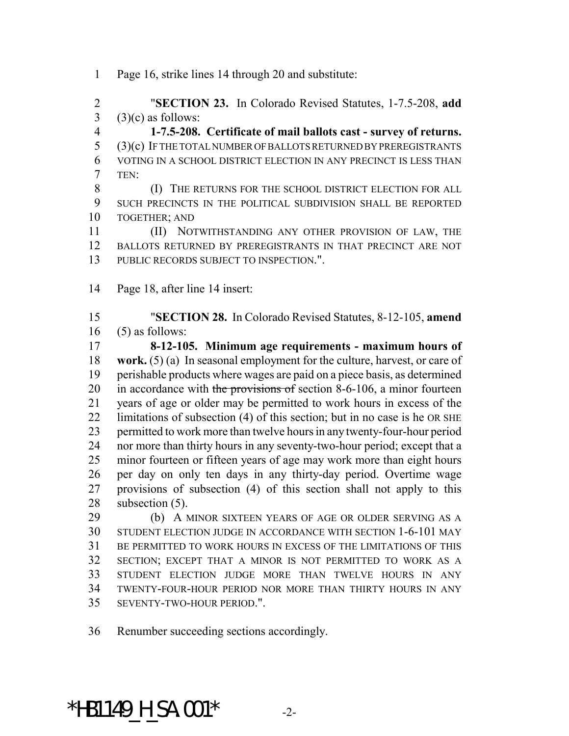Page 16, strike lines 14 through 20 and substitute:

"**SECTION 23.** In Colorado Revised Statutes, 1-7.5-208, **add** (3)(c) as follows:

**1-7.5-208. Certificate of mail ballots cast - survey of returns.** (3)(c) IF THE TOTAL NUMBER OF BALLOTS RETURNED BY PREREGISTRANTS VOTING IN A SCHOOL DISTRICT ELECTION IN ANY PRECINCT IS LESS THAN TEN:

(I) THE RETURNS FOR THE SCHOOL DISTRICT ELECTION FOR ALL SUCH PRECINCTS IN THE POLITICAL SUBDIVISION SHALL BE REPORTED TOGETHER; AND

(II) NOTWITHSTANDING ANY OTHER PROVISION OF LAW, THE BALLOTS RETURNED BY PREREGISTRANTS IN THAT PRECINCT ARE NOT PUBLIC RECORDS SUBJECT TO INSPECTION.".

Page 18, after line 14 insert:

"**SECTION 28.** In Colorado Revised Statutes, 8-12-105, **amend** (5) as follows:

**8-12-105. Minimum age requirements - maximum hours of work.** (5) (a) In seasonal employment for the culture, harvest, or care of perishable products where wages are paid on a piece basis, as determined in accordance with ~~the provisions of~~ section 8-6-106, a minor fourteen years of age or older may be permitted to work hours in excess of the limitations of subsection (4) of this section; but in no case is he OR SHE permitted to work more than twelve hours in any twenty-four-hour period nor more than thirty hours in any seventy-two-hour period; except that a minor fourteen or fifteen years of age may work more than eight hours per day on only ten days in any thirty-day period. Overtime wage provisions of subsection (4) of this section shall not apply to this subsection (5).

(b) A MINOR SIXTEEN YEARS OF AGE OR OLDER SERVING AS A STUDENT ELECTION JUDGE IN ACCORDANCE WITH SECTION 1-6-101 MAY BE PERMITTED TO WORK HOURS IN EXCESS OF THE LIMITATIONS OF THIS SECTION; EXCEPT THAT A MINOR IS NOT PERMITTED TO WORK AS A STUDENT ELECTION JUDGE MORE THAN TWELVE HOURS IN ANY TWENTY-FOUR-HOUR PERIOD NOR MORE THAN THIRTY HOURS IN ANY SEVENTY-TWO-HOUR PERIOD.".

Renumber succeeding sections accordingly.

*HB1149_H_SA.001*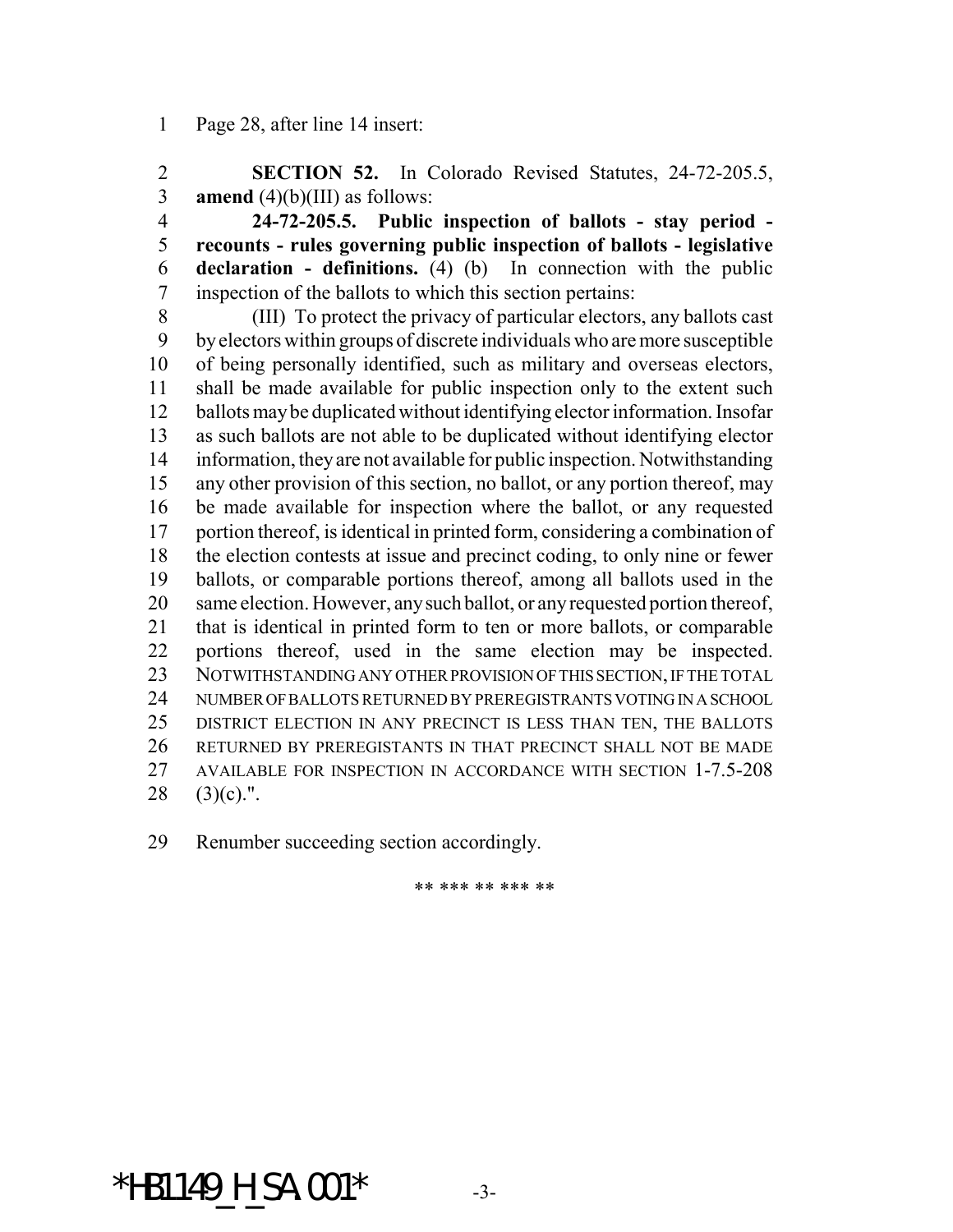Page 28, after line 14 insert:

**SECTION 52.** In Colorado Revised Statutes, 24-72-205.5, **amend** (4)(b)(III) as follows:

**24-72-205.5. Public inspection of ballots - stay period - recounts - rules governing public inspection of ballots - legislative declaration - definitions.** (4) (b) In connection with the public inspection of the ballots to which this section pertains:

(III) To protect the privacy of particular electors, any ballots cast by electors within groups of discrete individuals who are more susceptible of being personally identified, such as military and overseas electors, shall be made available for public inspection only to the extent such ballots may be duplicated without identifying elector information. Insofar as such ballots are not able to be duplicated without identifying elector information, they are not available for public inspection. Notwithstanding any other provision of this section, no ballot, or any portion thereof, may be made available for inspection where the ballot, or any requested portion thereof, is identical in printed form, considering a combination of the election contests at issue and precinct coding, to only nine or fewer ballots, or comparable portions thereof, among all ballots used in the same election. However, any such ballot, or any requested portion thereof, that is identical in printed form to ten or more ballots, or comparable portions thereof, used in the same election may be inspected. NOTWITHSTANDING ANY OTHER PROVISION OF THIS SECTION, IF THE TOTAL NUMBER OF BALLOTS RETURNED BY PREREGISTRANTS VOTING IN A SCHOOL DISTRICT ELECTION IN ANY PRECINCT IS LESS THAN TEN, THE BALLOTS RETURNED BY PREREGISTANTS IN THAT PRECINCT SHALL NOT BE MADE AVAILABLE FOR INSPECTION IN ACCORDANCE WITH SECTION 1-7.5-208 (3)(c).".

Renumber succeeding section accordingly.

** *** ** *** **

*HB1149_H_SA.001*